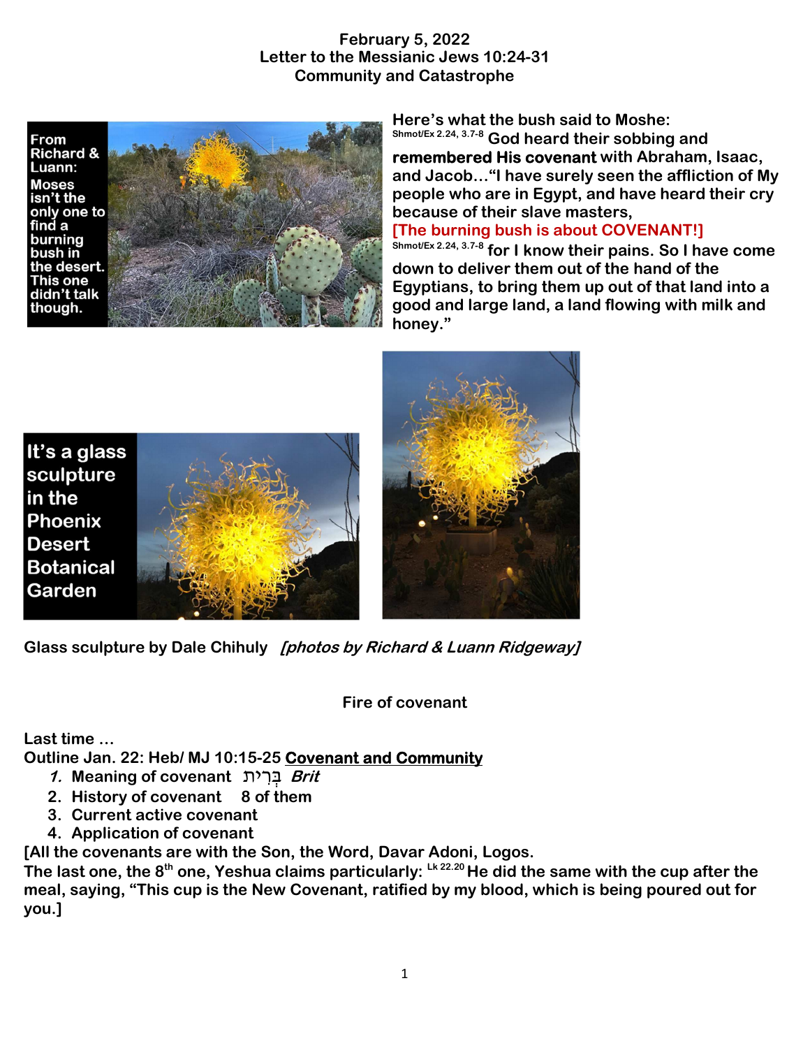**February 5, 2022**
**Letter to the Messianic Jews 10:24-31**
**Community and Catastrophe**

**From Richard & Luann: Moses isn't the only one to find a burning bush in the desert. This one didn't talk though.**

**Here's what the bush said to Moshe:**
Shmot/Ex 2.24, 3.7-8 **God heard their sobbing and remembered His covenant with Abraham, Isaac, and Jacob…"I have surely seen the affliction of My people who are in Egypt, and have heard their cry because of their slave masters,**
**[The burning bush is about COVENANT!]**
Shmot/Ex 2.24, 3.7-8 **for I know their pains. So I have come down to deliver them out of the hand of the Egyptians, to bring them up out of that land into a good and large land, a land flowing with milk and honey."**

**It's a glass sculpture in the Phoenix Desert Botanical Garden**

**Glass sculpture by Dale Chihuly** ***[photos by Richard & Luann Ridgeway]***

**Fire of covenant**

**Last time …**
**Outline Jan. 22: Heb/ MJ 10:15-25 Covenant and Community**

1. **Meaning of covenant** בְּרִית ***Brit***
2. **History of covenant 8 of them**
3. **Current active covenant**
4. **Application of covenant**

**[All the covenants are with the Son, the Word, Davar Adoni, Logos.**
**The last one, the 8th one, Yeshua claims particularly:** Lk 22.20 **He did the same with the cup after the meal, saying, "This cup is the New Covenant, ratified by my blood, which is being poured out for you.]**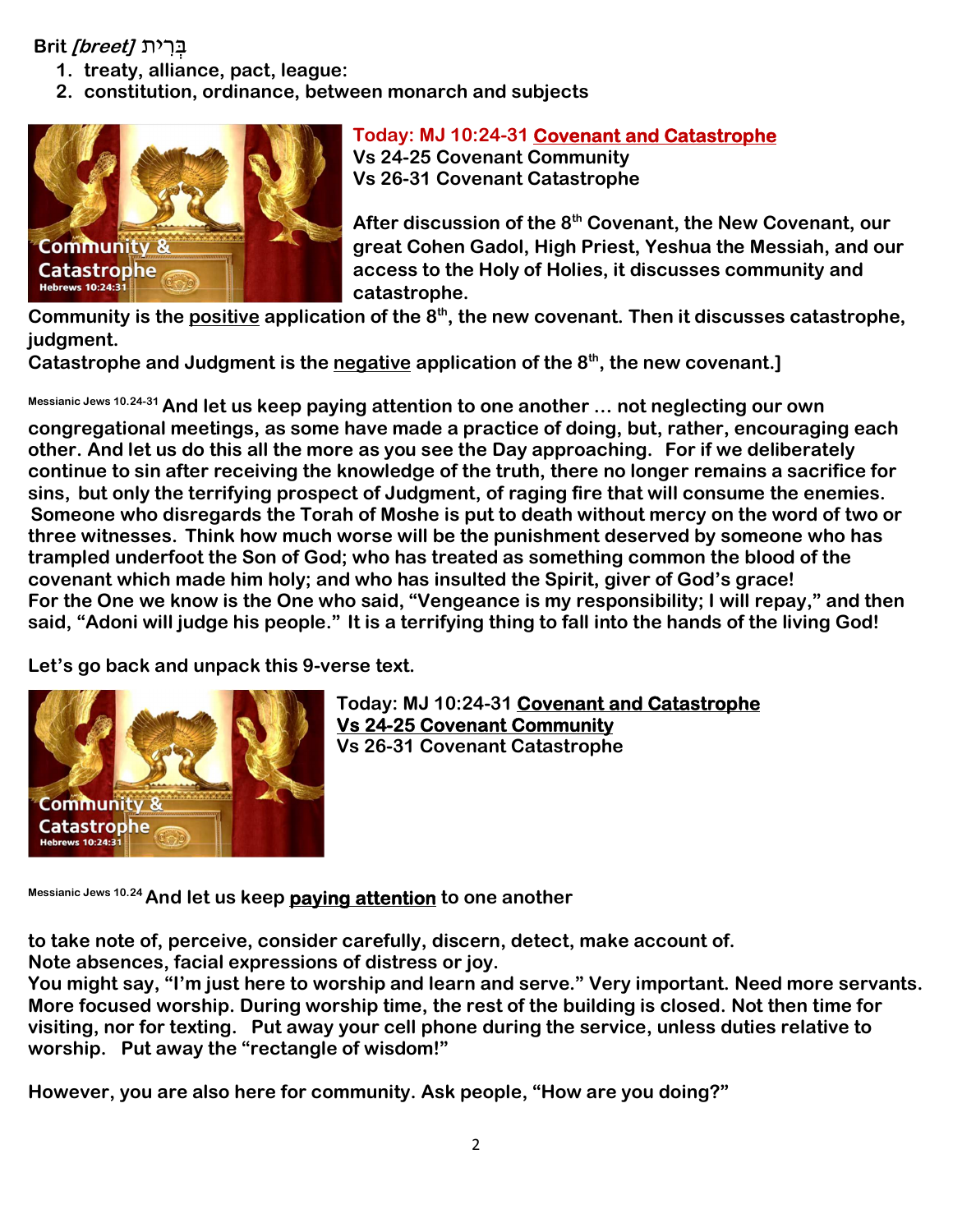**Brit** ***[breet]*** **בְּרִית**

1. **treaty, alliance, pact, league:**
2. **constitution, ordinance, between monarch and subjects**

**Today: MJ 10:24-31 Covenant and Catastrophe**
**Vs 24-25 Covenant Community**
**Vs 26-31 Covenant Catastrophe**

**After discussion of the 8th Covenant, the New Covenant, our great Cohen Gadol, High Priest, Yeshua the Messiah, and our access to the Holy of Holies, it discusses community and catastrophe.**

**Community is the positive application of the 8th, the new covenant. Then it discusses catastrophe, judgment.**
**Catastrophe and Judgment is the negative application of the 8th, the new covenant.]**

Messianic Jews 10.24-31 **And let us keep paying attention to one another … not neglecting our own congregational meetings, as some have made a practice of doing, but, rather, encouraging each other. And let us do this all the more as you see the Day approaching. For if we deliberately continue to sin after receiving the knowledge of the truth, there no longer remains a sacrifice for sins, but only the terrifying prospect of Judgment, of raging fire that will consume the enemies. Someone who disregards the Torah of Moshe is put to death without mercy on the word of two or three witnesses. Think how much worse will be the punishment deserved by someone who has trampled underfoot the Son of God; who has treated as something common the blood of the covenant which made him holy; and who has insulted the Spirit, giver of God's grace! For the One we know is the One who said, "Vengeance is my responsibility; I will repay," and then said, "Adoni will judge his people." It is a terrifying thing to fall into the hands of the living God!**

**Let's go back and unpack this 9-verse text.**

**Today: MJ 10:24-31 Covenant and Catastrophe**
**Vs 24-25 Covenant Community**
**Vs 26-31 Covenant Catastrophe**

Messianic Jews 10.24 **And let us keep paying attention to one another**

**to take note of, perceive, consider carefully, discern, detect, make account of.**
**Note absences, facial expressions of distress or joy.**
**You might say, "I'm just here to worship and learn and serve." Very important. Need more servants. More focused worship. During worship time, the rest of the building is closed. Not then time for visiting, nor for texting. Put away your cell phone during the service, unless duties relative to worship. Put away the "rectangle of wisdom!"**

**However, you are also here for community. Ask people, "How are you doing?"**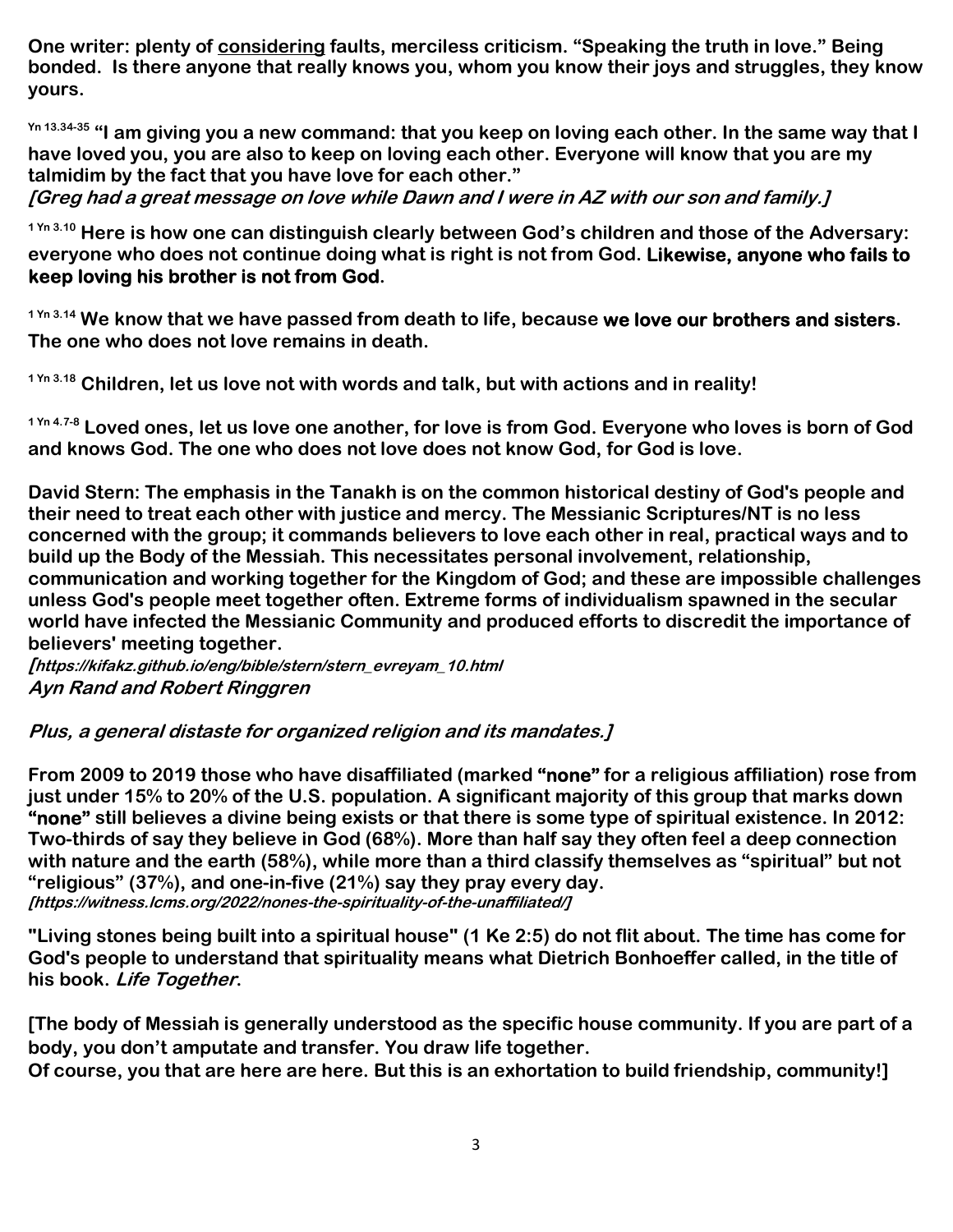**One writer: plenty of <u>considering</u> faults, merciless criticism. "Speaking the truth in love." Being bonded. Is there anyone that really knows you, whom you know their joys and struggles, they know yours.**

**[Yn 13.34-35] "I am giving you a new command: that you keep on loving each other. In the same way that I have loved you, you are also to keep on loving each other. Everyone will know that you are my talmidim by the fact that you have love for each other."**
***[Greg had a great message on love while Dawn and I were in AZ with our son and family.]***

**[1 Yn 3.10] Here is how one can distinguish clearly between God's children and those of the Adversary: everyone who does not continue doing what is right is not from God. Likewise, anyone who fails to keep loving his brother is not from God.**

**[1 Yn 3.14] We know that we have passed from death to life, because we love our brothers and sisters. The one who does not love remains in death.**

**[1 Yn 3.18] Children, let us love not with words and talk, but with actions and in reality!**

**[1 Yn 4.7-8] Loved ones, let us love one another, for love is from God. Everyone who loves is born of God and knows God. The one who does not love does not know God, for God is love.**

**David Stern: The emphasis in the Tanakh is on the common historical destiny of God's people and their need to treat each other with justice and mercy. The Messianic Scriptures/NT is no less concerned with the group; it commands believers to love each other in real, practical ways and to build up the Body of the Messiah. This necessitates personal involvement, relationship, communication and working together for the Kingdom of God; and these are impossible challenges unless God's people meet together often. Extreme forms of individualism spawned in the secular world have infected the Messianic Community and produced efforts to discredit the importance of believers' meeting together.**
***[https://kifakz.github.io/eng/bible/stern/stern_evreyam_10.html***
***Ayn Rand and Robert Ringgren***

***Plus, a general distaste for organized religion and its mandates.]***

**From 2009 to 2019 those who have disaffiliated (marked "none" for a religious affiliation) rose from just under 15% to 20% of the U.S. population. A significant majority of this group that marks down "none" still believes a divine being exists or that there is some type of spiritual existence. In 2012: Two-thirds of say they believe in God (68%). More than half say they often feel a deep connection with nature and the earth (58%), while more than a third classify themselves as "spiritual" but not "religious" (37%), and one-in-five (21%) say they pray every day.**
***[https://witness.lcms.org/2022/nones-the-spirituality-of-the-unaffiliated/]***

**"Living stones being built into a spiritual house" (1 Ke 2:5) do not flit about. The time has come for God's people to understand that spirituality means what Dietrich Bonhoeffer called, in the title of his book. *Life Together*.**

**[The body of Messiah is generally understood as the specific house community. If you are part of a body, you don't amputate and transfer. You draw life together.**
**Of course, you that are here are here. But this is an exhortation to build friendship, community!]**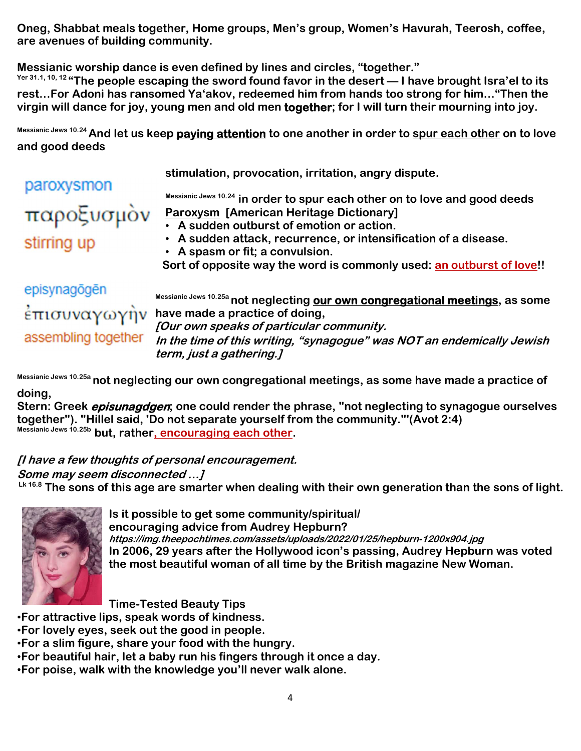**Oneg, Shabbat meals together, Home groups, Men's group, Women's Havurah, Teerosh, coffee, are avenues of building community.**

**Messianic worship dance is even defined by lines and circles, "together."**
Yer 31.1, 10, 12 **"The people escaping the sword found favor in the desert — I have brought Isra'el to its rest…For Adoni has ransomed Ya'akov, redeemed him from hands too strong for him…"Then the virgin will dance for joy, young men and old men together; for I will turn their mourning into joy.**

Messianic Jews 10.24 **And let us keep <u>paying attention</u> to one another in order to <u>spur each other</u> on to love and good deeds**

paroxysmon
παροξυσμὸν
stirring up

**stimulation, provocation, irritation, angry dispute.**

Messianic Jews 10.24 **in order to spur each other on to love and good deeds**
**<u>Paroxysm</u> [American Heritage Dictionary]**
- **A sudden outburst of emotion or action.**
- **A sudden attack, recurrence, or intensification of a disease.**
- **A spasm or fit; a convulsion.**

**Sort of opposite way the word is commonly used: <u>an outburst of love</u>!!**

episynagōgēn
ἐπισυναγωγὴν
assembling together

Messianic Jews 10.25a **not neglecting <u>our own congregational meetings</u>, as some have made a practice of doing,**
***[Our own speaks of particular community.***
***In the time of this writing, "synagogue" was NOT an endemically Jewish term, just a gathering.]***

Messianic Jews 10.25a **not neglecting our own congregational meetings, as some have made a practice of doing,**
**Stern: Greek *episunagdgen*; one could render the phrase, "not neglecting to synagogue ourselves together"). "Hillel said, 'Do not separate yourself from the community.'"(Avot 2:4)**
Messianic Jews 10.25b **but, rather<u>, encouraging each other</u>.**

***[I have a few thoughts of personal encouragement.***
***Some may seem disconnected …]***
Lk 16.8 **The sons of this age are smarter when dealing with their own generation than the sons of light.**

**Is it possible to get some community/spiritual/ encouraging advice from Audrey Hepburn?**
***https://img.theepochtimes.com/assets/uploads/2022/01/25/hepburn-1200x904.jpg***
**In 2006, 29 years after the Hollywood icon's passing, Audrey Hepburn was voted the most beautiful woman of all time by the British magazine New Woman.**

**Time-Tested Beauty Tips**
- **For attractive lips, speak words of kindness.**
- **For lovely eyes, seek out the good in people.**
- **For a slim figure, share your food with the hungry.**
- **For beautiful hair, let a baby run his fingers through it once a day.**
- **For poise, walk with the knowledge you'll never walk alone.**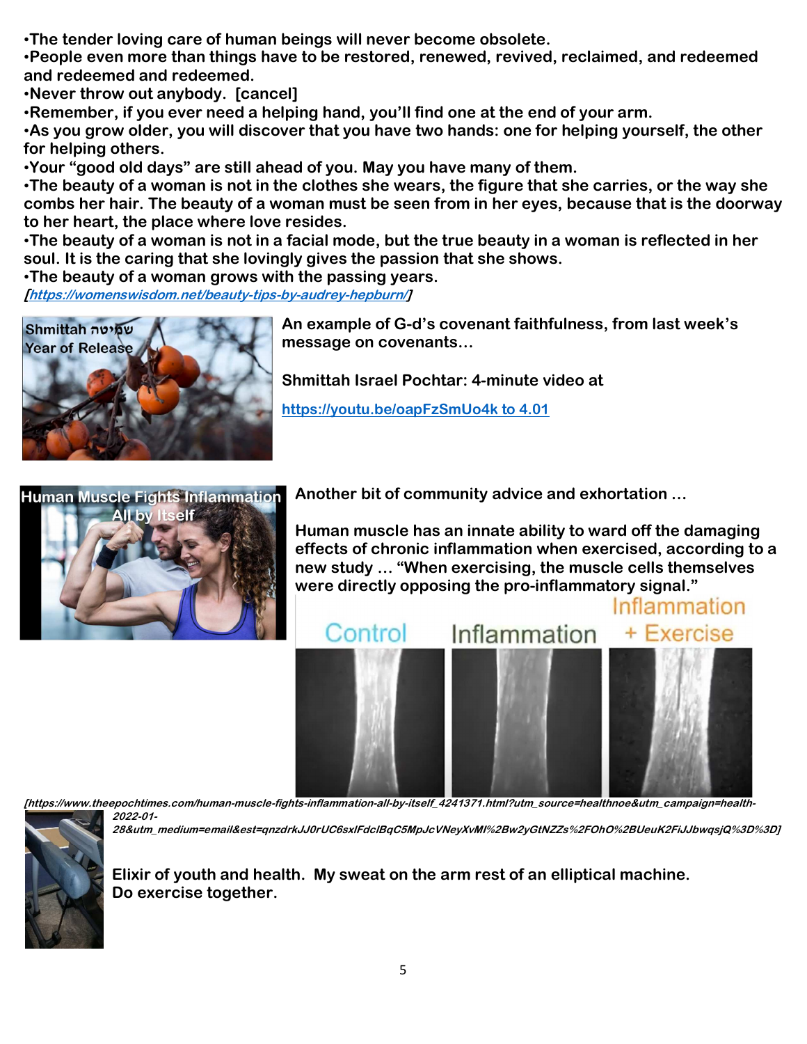•The tender loving care of human beings will never become obsolete.
•People even more than things have to be restored, renewed, revived, reclaimed, and redeemed and redeemed and redeemed.
•Never throw out anybody. [cancel]
•Remember, if you ever need a helping hand, you'll find one at the end of your arm.
•As you grow older, you will discover that you have two hands: one for helping yourself, the other for helping others.
•Your "good old days" are still ahead of you. May you have many of them.
•The beauty of a woman is not in the clothes she wears, the figure that she carries, or the way she combs her hair. The beauty of a woman must be seen from in her eyes, because that is the doorway to her heart, the place where love resides.
•The beauty of a woman is not in a facial mode, but the true beauty in a woman is reflected in her soul. It is the caring that she lovingly gives the passion that she shows.
•The beauty of a woman grows with the passing years.
*[https://womenswisdom.net/beauty-tips-by-audrey-hepburn/]*

Shmittah שְׁמִיטָה Year of Release

An example of G-d's covenant faithfulness, from last week's message on covenants…

Shmittah Israel Pochtar: 4-minute video at

https://youtu.be/oapFzSmUo4k to 4.01

Human Muscle Fights Inflammation All by Itself

Another bit of community advice and exhortation …

Human muscle has an innate ability to ward off the damaging effects of chronic inflammation when exercised, according to a new study … "When exercising, the muscle cells themselves were directly opposing the pro-inflammatory signal."

Control | Inflammation | Inflammation + Exercise

*[https://www.theepochtimes.com/human-muscle-fights-inflammation-all-by-itself_4241371.html?utm_source=healthnoe&utm_campaign=health-2022-01-28&utm_medium=email&est=qnzdrkJJ0rUC6sxlFdclBqC5MpJcVNeyXvMI%2Bw2yGtNZZs%2FOhO%2BUeuK2FiJJbwqsjQ%3D%3D]*

Elixir of youth and health. My sweat on the arm rest of an elliptical machine. Do exercise together.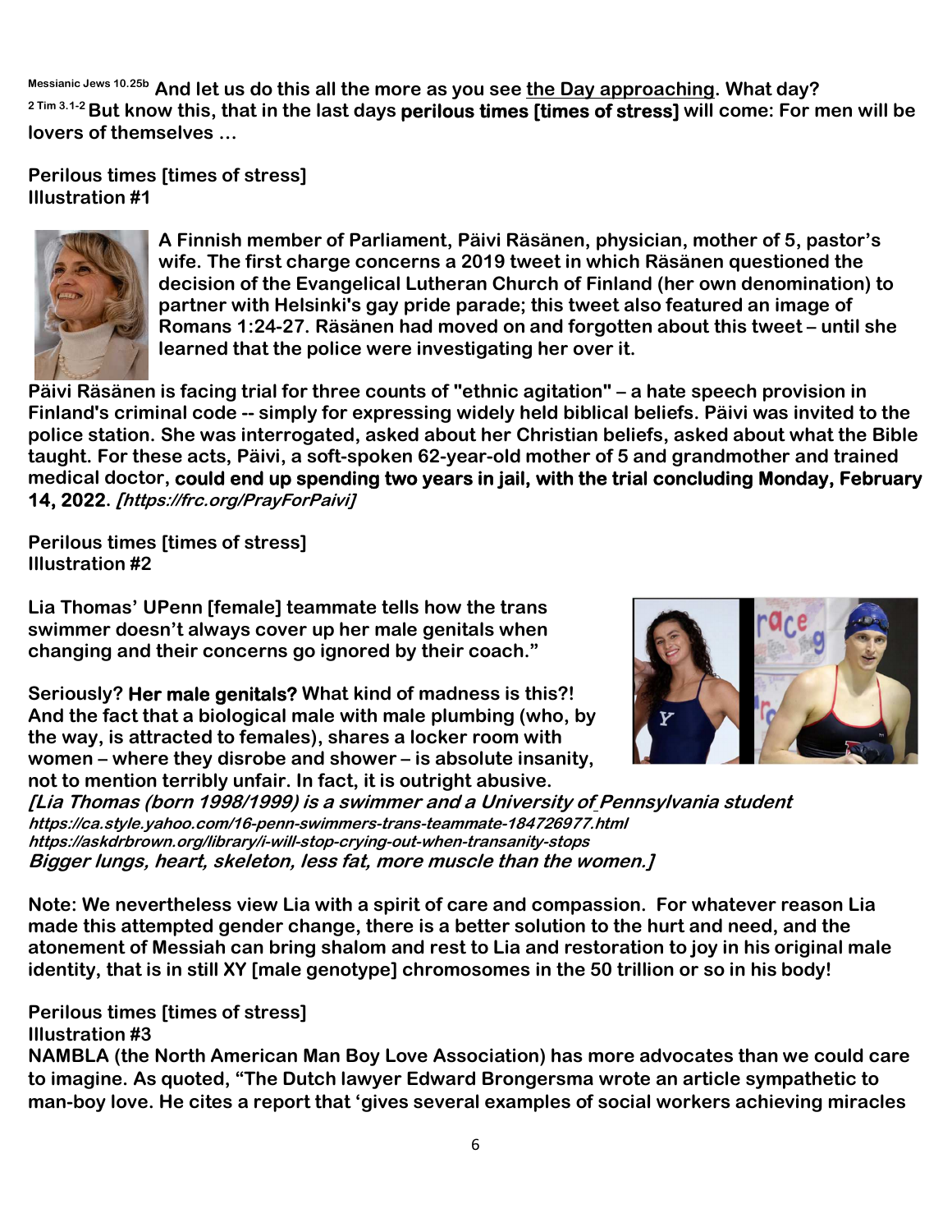Messianic Jews 10.25b **And let us do this all the more as you see the Day approaching. What day?**
2 Tim 3.1-2 **But know this, that in the last days perilous times [times of stress] will come: For men will be lovers of themselves …**

**Perilous times [times of stress]**
**Illustration #1**

**A Finnish member of Parliament, Päivi Räsänen, physician, mother of 5, pastor's wife. The first charge concerns a 2019 tweet in which Räsänen questioned the decision of the Evangelical Lutheran Church of Finland (her own denomination) to partner with Helsinki's gay pride parade; this tweet also featured an image of Romans 1:24-27. Räsänen had moved on and forgotten about this tweet – until she learned that the police were investigating her over it.**

**Päivi Räsänen is facing trial for three counts of "ethnic agitation" – a hate speech provision in Finland's criminal code -- simply for expressing widely held biblical beliefs. Päivi was invited to the police station. She was interrogated, asked about her Christian beliefs, asked about what the Bible taught. For these acts, Päivi, a soft-spoken 62-year-old mother of 5 and grandmother and trained medical doctor, could end up spending two years in jail, with the trial concluding Monday, February 14, 2022.** ***[https://frc.org/PrayForPaivi]***

**Perilous times [times of stress]**
**Illustration #2**

**Lia Thomas' UPenn [female] teammate tells how the trans swimmer doesn't always cover up her male genitals when changing and their concerns go ignored by their coach."**

**Seriously? Her male genitals? What kind of madness is this?! And the fact that a biological male with male plumbing (who, by the way, is attracted to females), shares a locker room with women – where they disrobe and shower – is absolute insanity, not to mention terribly unfair. In fact, it is outright abusive.**
***[Lia Thomas (born 1998/1999) is a swimmer and a University of Pennsylvania student***
***https://ca.style.yahoo.com/16-penn-swimmers-trans-teammate-184726977.html***
***https://askdrbrown.org/library/i-will-stop-crying-out-when-transanity-stops***
***Bigger lungs, heart, skeleton, less fat, more muscle than the women.]***

**Note: We nevertheless view Lia with a spirit of care and compassion. For whatever reason Lia made this attempted gender change, there is a better solution to the hurt and need, and the atonement of Messiah can bring shalom and rest to Lia and restoration to joy in his original male identity, that is in still XY [male genotype] chromosomes in the 50 trillion or so in his body!**

**Perilous times [times of stress]**
**Illustration #3**
**NAMBLA (the North American Man Boy Love Association) has more advocates than we could care to imagine. As quoted, "The Dutch lawyer Edward Brongersma wrote an article sympathetic to man-boy love. He cites a report that 'gives several examples of social workers achieving miracles**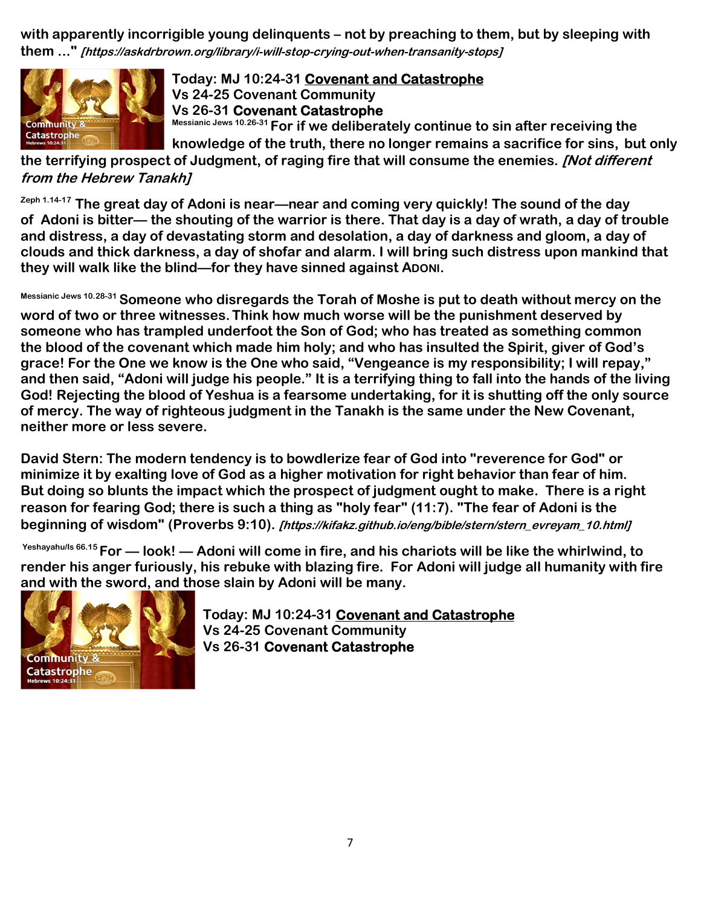**with apparently incorrigible young delinquents – not by preaching to them, but by sleeping with them ..."** ***[https://askdrbrown.org/library/i-will-stop-crying-out-when-transanity-stops]***

**Today: MJ 10:24-31 <u>Covenant and Catastrophe</u>**
**Vs 24-25 Covenant Community**
**Vs 26-31 Covenant Catastrophe**

**Messianic Jews 10.26-31 For if we deliberately continue to sin after receiving the knowledge of the truth, there no longer remains a sacrifice for sins, but only the terrifying prospect of Judgment, of raging fire that will consume the enemies.** ***[Not different from the Hebrew Tanakh]***

**Zeph 1.14-17 The great day of Adoni is near—near and coming very quickly! The sound of the day of Adoni is bitter— the shouting of the warrior is there. That day is a day of wrath, a day of trouble and distress, a day of devastating storm and desolation, a day of darkness and gloom, a day of clouds and thick darkness, a day of shofar and alarm. I will bring such distress upon mankind that they will walk like the blind—for they have sinned against ADONI.**

**Messianic Jews 10.28-31 Someone who disregards the Torah of Moshe is put to death without mercy on the word of two or three witnesses. Think how much worse will be the punishment deserved by someone who has trampled underfoot the Son of God; who has treated as something common the blood of the covenant which made him holy; and who has insulted the Spirit, giver of God's grace! For the One we know is the One who said, "Vengeance is my responsibility; I will repay," and then said, "Adoni will judge his people." It is a terrifying thing to fall into the hands of the living God! Rejecting the blood of Yeshua is a fearsome undertaking, for it is shutting off the only source of mercy. The way of righteous judgment in the Tanakh is the same under the New Covenant, neither more or less severe.**

**David Stern: The modern tendency is to bowdlerize fear of God into "reverence for God" or minimize it by exalting love of God as a higher motivation for right behavior than fear of him. But doing so blunts the impact which the prospect of judgment ought to make. There is a right reason for fearing God; there is such a thing as "holy fear" (11:7). "The fear of Adoni is the beginning of wisdom" (Proverbs 9:10).** ***[https://kifakz.github.io/eng/bible/stern/stern_evreyam_10.html]***

**Yeshayahu/Is 66.15 For — look! — Adoni will come in fire, and his chariots will be like the whirlwind, to render his anger furiously, his rebuke with blazing fire. For Adoni will judge all humanity with fire and with the sword, and those slain by Adoni will be many.**

**Today: MJ 10:24-31 <u>Covenant and Catastrophe</u>**
**Vs 24-25 Covenant Community**
**Vs 26-31 Covenant Catastrophe**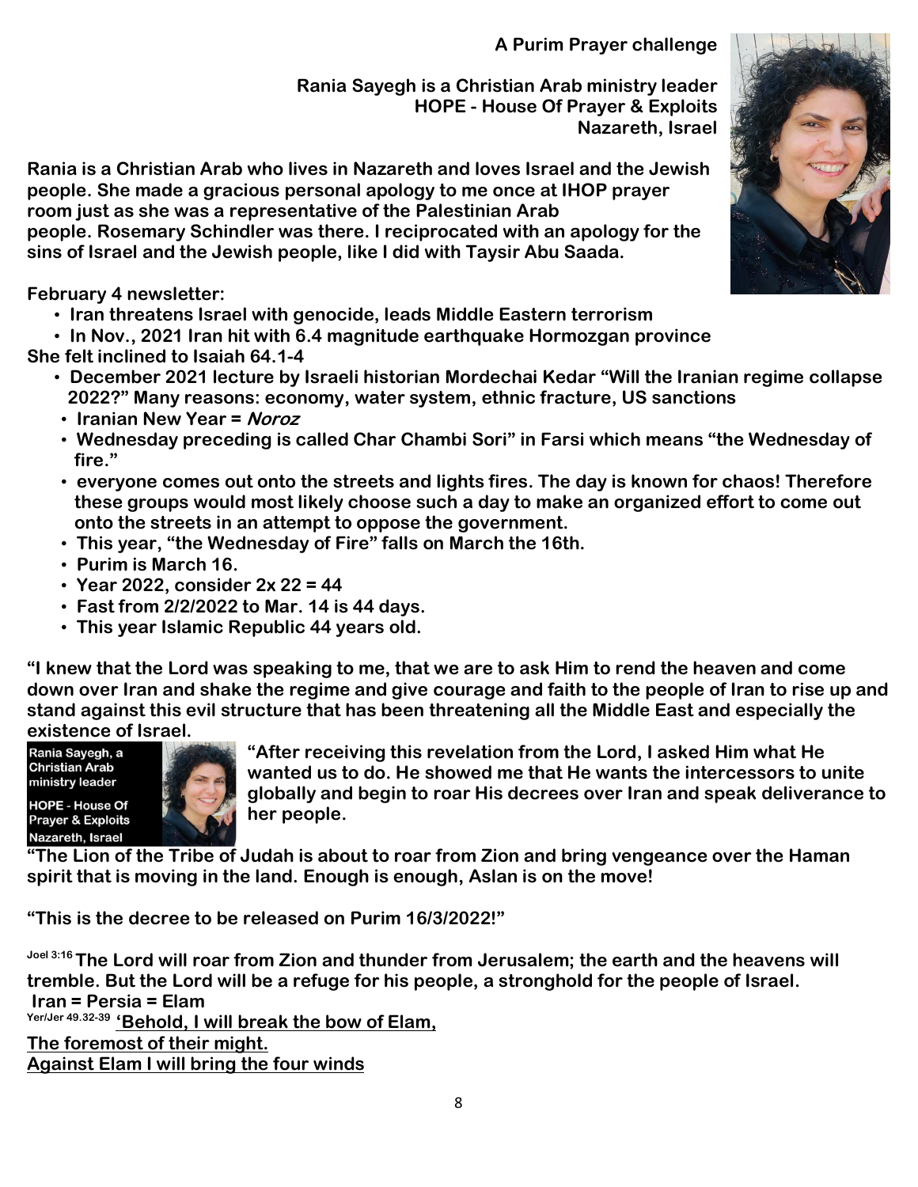**A Purim Prayer challenge**

**Rania Sayegh is a Christian Arab ministry leader**
**HOPE - House Of Prayer & Exploits**
**Nazareth, Israel**

**Rania is a Christian Arab who lives in Nazareth and loves Israel and the Jewish people. She made a gracious personal apology to me once at IHOP prayer room just as she was a representative of the Palestinian Arab people. Rosemary Schindler was there. I reciprocated with an apology for the sins of Israel and the Jewish people, like I did with Taysir Abu Saada.**

**February 4 newsletter:**

- **Iran threatens Israel with genocide, leads Middle Eastern terrorism**
- **In Nov., 2021 Iran hit with 6.4 magnitude earthquake Hormozgan province**

**She felt inclined to Isaiah 64.1-4**

- **December 2021 lecture by Israeli historian Mordechai Kedar "Will the Iranian regime collapse 2022?" Many reasons: economy, water system, ethnic fracture, US sanctions**
- **Iranian New Year = *Noroz***
- **Wednesday preceding is called Char Chambi Sori" in Farsi which means "the Wednesday of fire."**
- **everyone comes out onto the streets and lights fires. The day is known for chaos! Therefore these groups would most likely choose such a day to make an organized effort to come out onto the streets in an attempt to oppose the government.**
- **This year, "the Wednesday of Fire" falls on March the 16th.**
- **Purim is March 16.**
- **Year 2022, consider 2x 22 = 44**
- **Fast from 2/2/2022 to Mar. 14 is 44 days.**
- **This year Islamic Republic 44 years old.**

**"I knew that the Lord was speaking to me, that we are to ask Him to rend the heaven and come down over Iran and shake the regime and give courage and faith to the people of Iran to rise up and stand against this evil structure that has been threatening all the Middle East and especially the existence of Israel.**

**Rania Sayegh, a Christian Arab ministry leader**
**HOPE - House Of Prayer & Exploits**
**Nazareth, Israel**

**"After receiving this revelation from the Lord, I asked Him what He wanted us to do. He showed me that He wants the intercessors to unite globally and begin to roar His decrees over Iran and speak deliverance to her people.**

**"The Lion of the Tribe of Judah is about to roar from Zion and bring vengeance over the Haman spirit that is moving in the land. Enough is enough, Aslan is on the move!**

**"This is the decree to be released on Purim 16/3/2022!"**

**Joel 3:16 The Lord will roar from Zion and thunder from Jerusalem; the earth and the heavens will tremble. But the Lord will be a refuge for his people, a stronghold for the people of Israel.**
**Iran = Persia = Elam**
**Yer/Jer 49.32-39 <u>'Behold, I will break the bow of Elam,</u>**
**<u>The foremost of their might.</u>**
**<u>Against Elam I will bring the four winds</u>**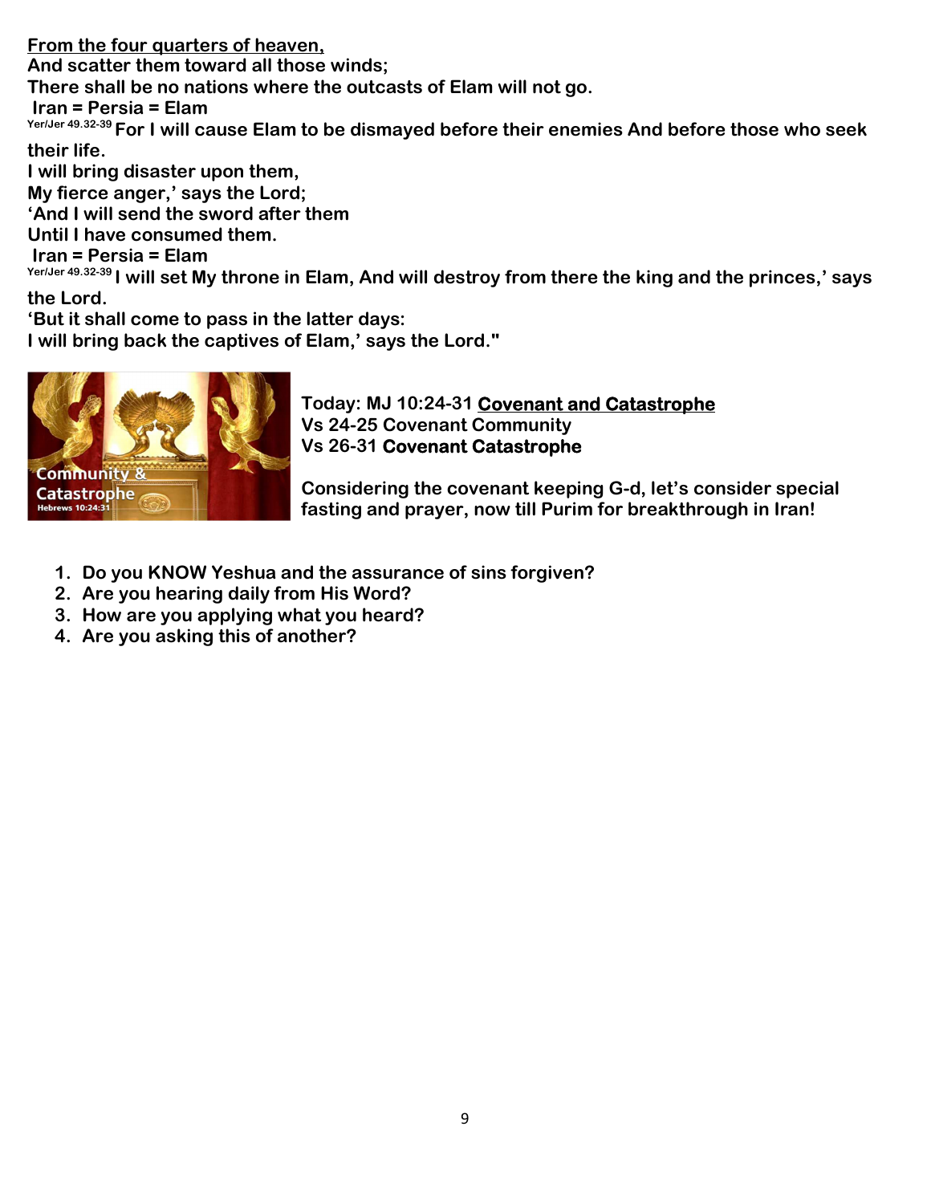<u>**From the four quarters of heaven,**</u>
**And scatter them toward all those winds;**
**There shall be no nations where the outcasts of Elam will not go.**
**Iran = Persia = Elam**
**Yer/Jer 49.32-39 For I will cause Elam to be dismayed before their enemies And before those who seek their life.**
**I will bring disaster upon them,**
**My fierce anger,' says the Lord;**
**'And I will send the sword after them**
**Until I have consumed them.**
**Iran = Persia = Elam**
**Yer/Jer 49.32-39 I will set My throne in Elam, And will destroy from there the king and the princes,' says the Lord.**
**'But it shall come to pass in the latter days:**
**I will bring back the captives of Elam,' says the Lord."**

Today: **MJ 10:24-31** <u>**Covenant and Catastrophe**</u>
Vs 24-25 Covenant Community
Vs 26-31 **Covenant Catastrophe**

**Considering the covenant keeping G-d, let's consider special fasting and prayer, now till Purim for breakthrough in Iran!**

1. **Do you KNOW Yeshua and the assurance of sins forgiven?**
2. **Are you hearing daily from His Word?**
3. **How are you applying what you heard?**
4. **Are you asking this of another?**